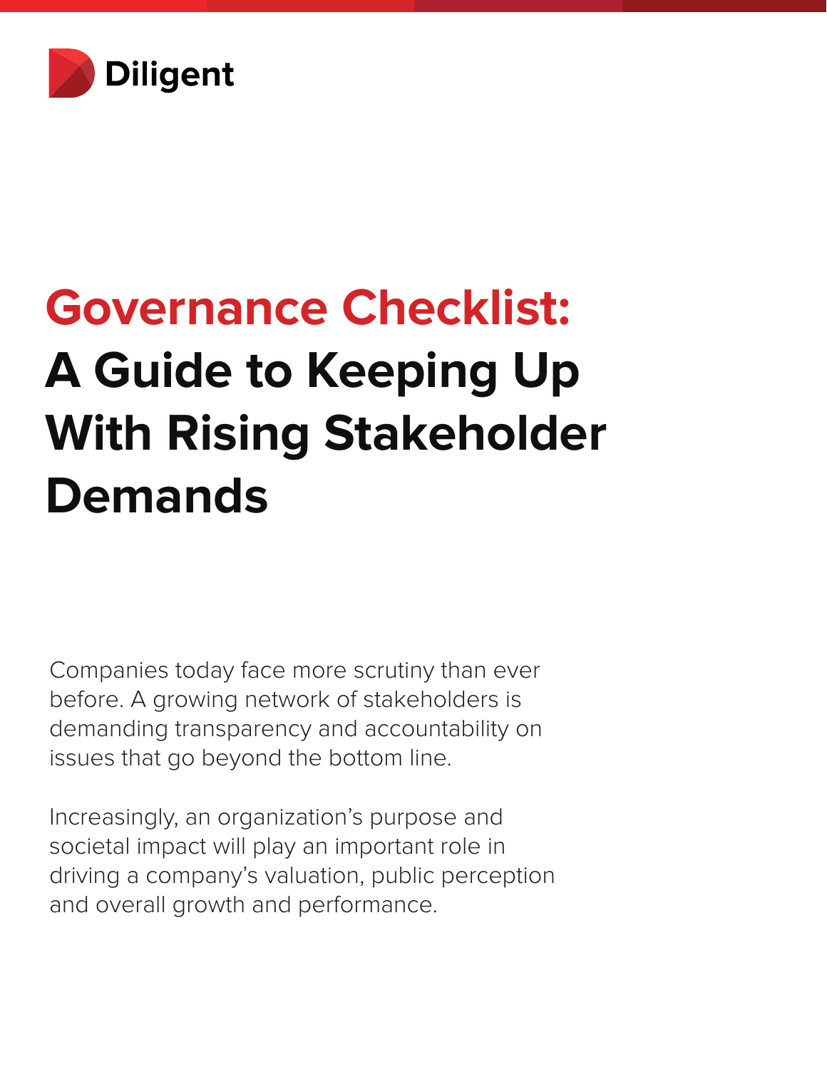Diligent

# Governance Checklist: A Guide to Keeping Up With Rising Stakeholder Demands

Companies today face more scrutiny than ever before. A growing network of stakeholders is demanding transparency and accountability on issues that go beyond the bottom line.

Increasingly, an organization's purpose and societal impact will play an important role in driving a company's valuation, public perception and overall growth and performance.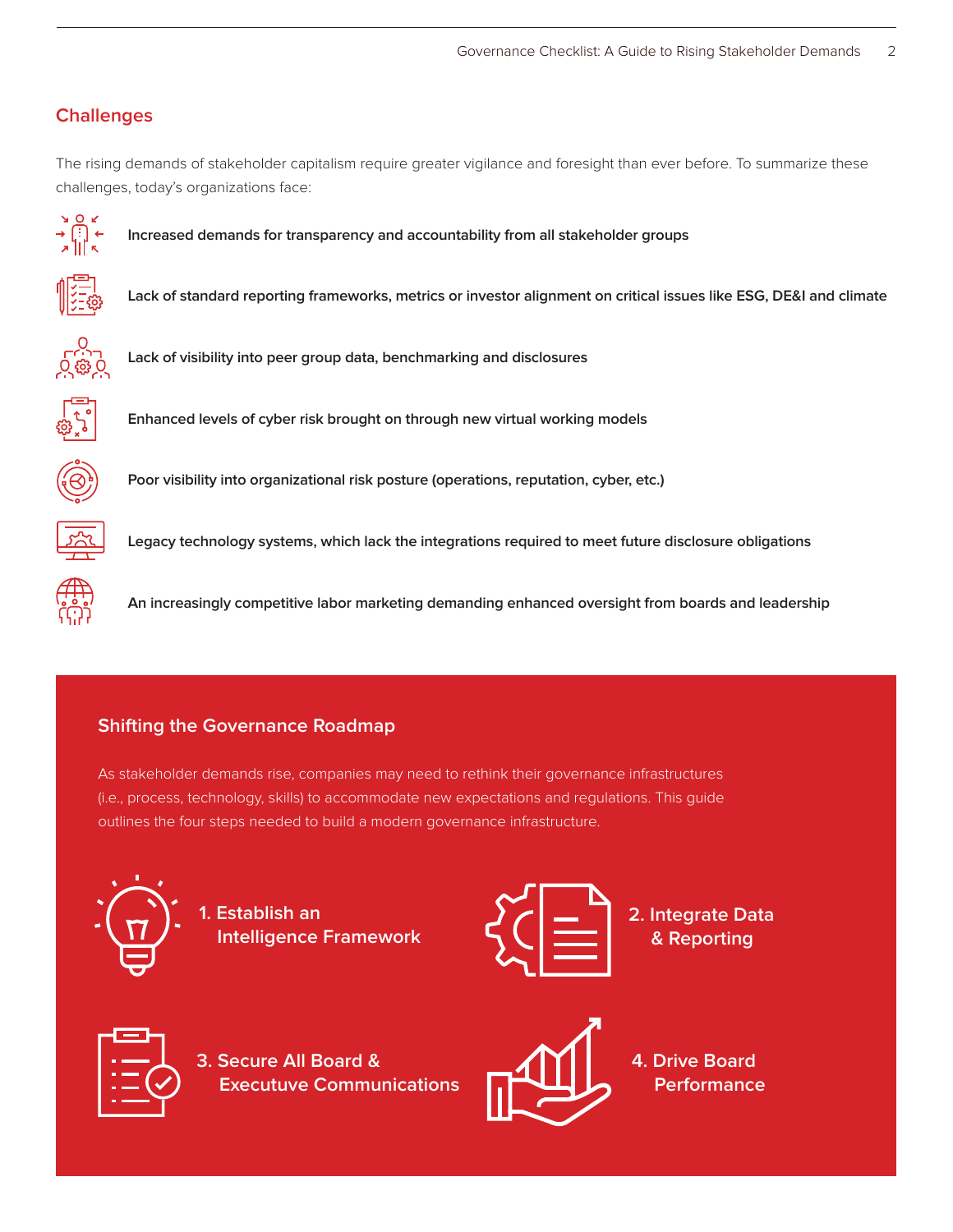## Challenges

The rising demands of stakeholder capitalism require greater vigilance and foresight than ever before. To summarize these challenges, today's organizations face:

- **Increased demands for transparency and accountability from all stakeholder groups**
- **Lack of standard reporting frameworks, metrics or investor alignment on critical issues like ESG, DE&I and climate**
- **Lack of visibility into peer group data, benchmarking and disclosures**
- **Enhanced levels of cyber risk brought on through new virtual working models**
- **Poor visibility into organizational risk posture (operations, reputation, cyber, etc.)**
- **Legacy technology systems, which lack the integrations required to meet future disclosure obligations**
- **An increasingly competitive labor marketing demanding enhanced oversight from boards and leadership**

### Shifting the Governance Roadmap

As stakeholder demands rise, companies may need to rethink their governance infrastructures (i.e., process, technology, skills) to accommodate new expectations and regulations. This guide outlines the four steps needed to build a modern governance infrastructure.

1. Establish an Intelligence Framework
2. Integrate Data & Reporting
3. Secure All Board & Executuve Communications
4. Drive Board Performance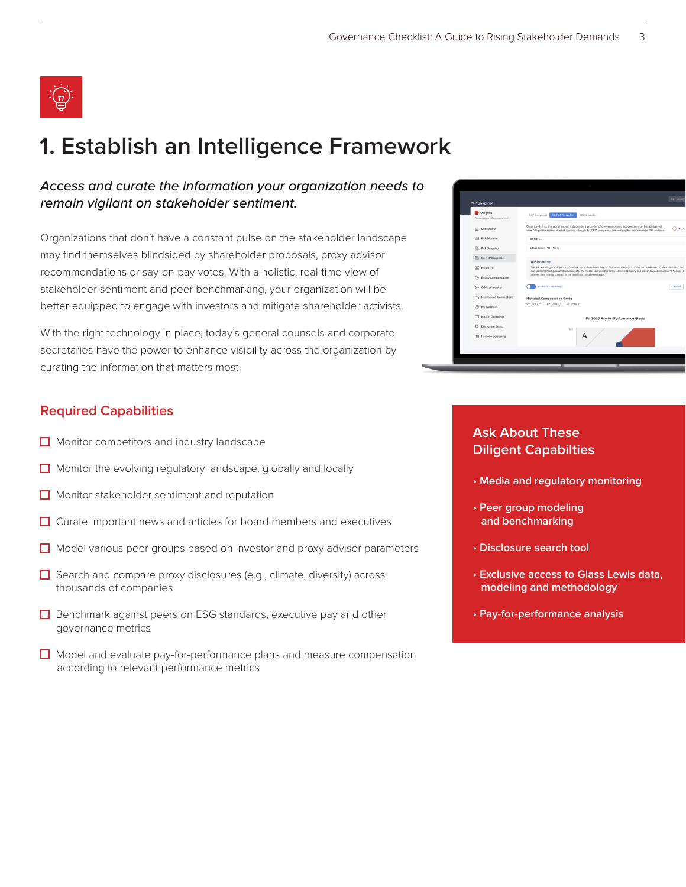# 1. Establish an Intelligence Framework

*Access and curate the information your organization needs to remain vigilant on stakeholder sentiment.*

Organizations that don't have a constant pulse on the stakeholder landscape may find themselves blindsided by shareholder proposals, proxy advisor recommendations or say-on-pay votes. With a holistic, real-time view of stakeholder sentiment and peer benchmarking, your organization will be better equipped to engage with investors and mitigate shareholder activists.

With the right technology in place, today's general counsels and corporate secretaries have the power to enhance visibility across the organization by curating the information that matters most.

## Required Capabilities

- ☐ Monitor competitors and industry landscape
- ☐ Monitor the evolving regulatory landscape, globally and locally
- ☐ Monitor stakeholder sentiment and reputation
- ☐ Curate important news and articles for board members and executives
- ☐ Model various peer groups based on investor and proxy advisor parameters
- ☐ Search and compare proxy disclosures (e.g., climate, diversity) across thousands of companies
- ☐ Benchmark against peers on ESG standards, executive pay and other governance metrics
- ☐ Model and evaluate pay-for-performance plans and measure compensation according to relevant performance metrics

## Ask About These Diligent Capabilties

- **Media and regulatory monitoring**
- **Peer group modeling and benchmarking**
- **Disclosure search tool**
- **Exclusive access to Glass Lewis data, modeling and methodology**
- **Pay-for-performance analysis**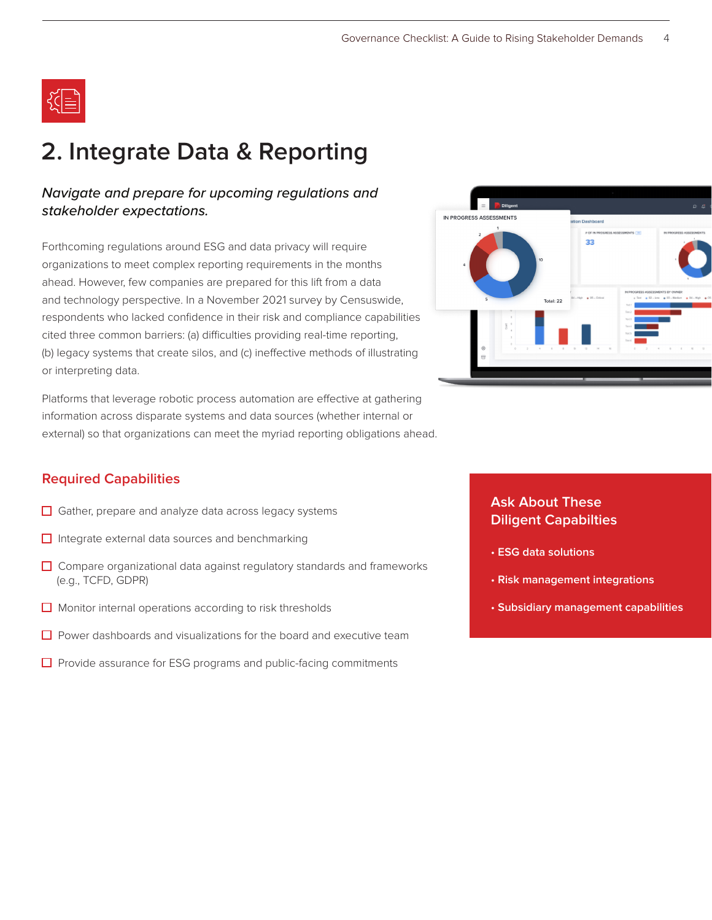# 2. Integrate Data & Reporting

*Navigate and prepare for upcoming regulations and stakeholder expectations.*

Forthcoming regulations around ESG and data privacy will require organizations to meet complex reporting requirements in the months ahead. However, few companies are prepared for this lift from a data and technology perspective. In a November 2021 survey by Censuswide, respondents who lacked confidence in their risk and compliance capabilities cited three common barriers: (a) difficulties providing real-time reporting, (b) legacy systems that create silos, and (c) ineffective methods of illustrating or interpreting data.

Platforms that leverage robotic process automation are effective at gathering information across disparate systems and data sources (whether internal or external) so that organizations can meet the myriad reporting obligations ahead.

## Required Capabilities

- ☐ Gather, prepare and analyze data across legacy systems
- ☐ Integrate external data sources and benchmarking
- ☐ Compare organizational data against regulatory standards and frameworks (e.g., TCFD, GDPR)
- ☐ Monitor internal operations according to risk thresholds
- ☐ Power dashboards and visualizations for the board and executive team
- ☐ Provide assurance for ESG programs and public-facing commitments

## Ask About These Diligent Capabilties

- **ESG data solutions**
- **Risk management integrations**
- **Subsidiary management capabilities**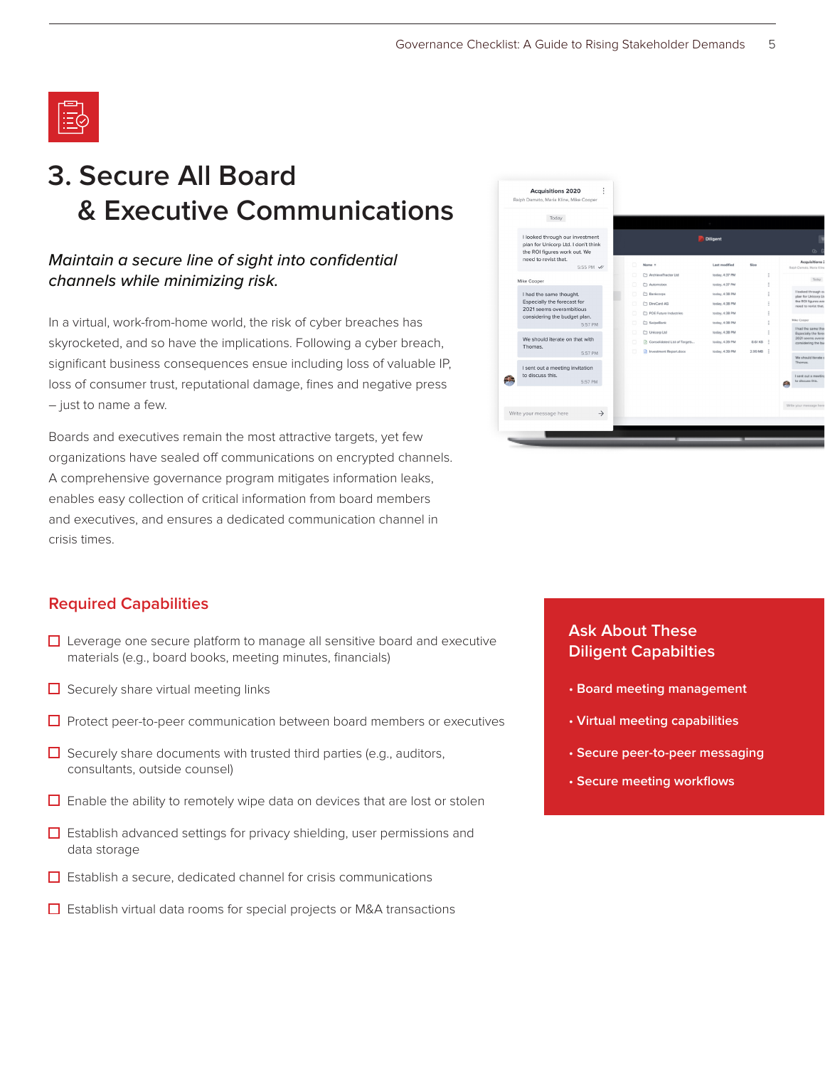# 3. Secure All Board & Executive Communications

*Maintain a secure line of sight into confidential channels while minimizing risk.*

In a virtual, work-from-home world, the risk of cyber breaches has skyrocketed, and so have the implications. Following a cyber breach, significant business consequences ensue including loss of valuable IP, loss of consumer trust, reputational damage, fines and negative press – just to name a few.

Boards and executives remain the most attractive targets, yet few organizations have sealed off communications on encrypted channels. A comprehensive governance program mitigates information leaks, enables easy collection of critical information from board members and executives, and ensures a dedicated communication channel in crisis times.

## Required Capabilities

- ☐ Leverage one secure platform to manage all sensitive board and executive materials (e.g., board books, meeting minutes, financials)
- ☐ Securely share virtual meeting links
- ☐ Protect peer-to-peer communication between board members or executives
- ☐ Securely share documents with trusted third parties (e.g., auditors, consultants, outside counsel)
- ☐ Enable the ability to remotely wipe data on devices that are lost or stolen
- ☐ Establish advanced settings for privacy shielding, user permissions and data storage
- ☐ Establish a secure, dedicated channel for crisis communications
- ☐ Establish virtual data rooms for special projects or M&A transactions

## Ask About These Diligent Capabilties

- **Board meeting management**
- **Virtual meeting capabilities**
- **Secure peer-to-peer messaging**
- **Secure meeting workflows**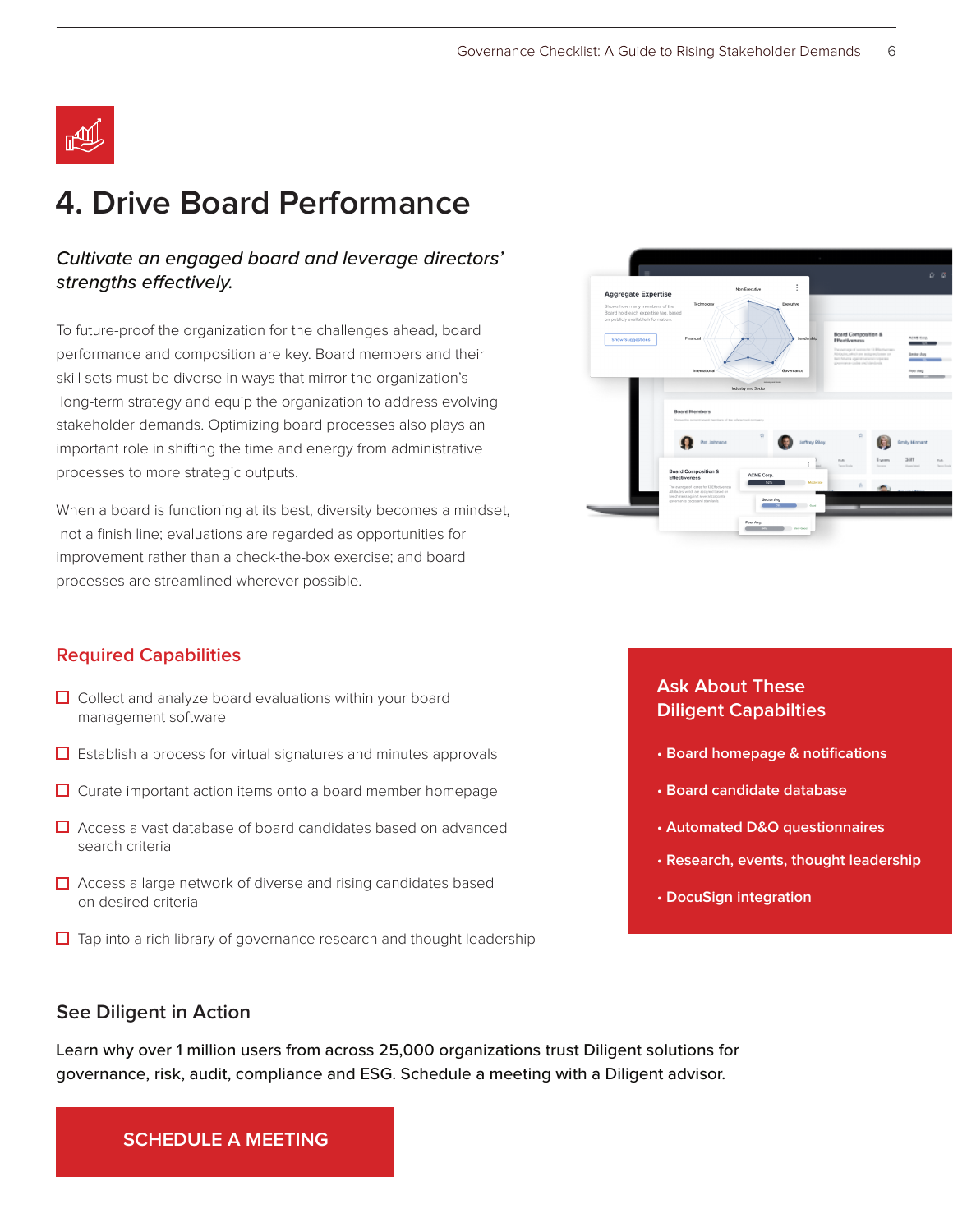# 4. Drive Board Performance

*Cultivate an engaged board and leverage directors' strengths effectively.*

To future-proof the organization for the challenges ahead, board performance and composition are key. Board members and their skill sets must be diverse in ways that mirror the organization's long-term strategy and equip the organization to address evolving stakeholder demands. Optimizing board processes also plays an important role in shifting the time and energy from administrative processes to more strategic outputs.

When a board is functioning at its best, diversity becomes a mindset, not a finish line; evaluations are regarded as opportunities for improvement rather than a check-the-box exercise; and board processes are streamlined wherever possible.

## Required Capabilities

- ☐ Collect and analyze board evaluations within your board management software
- ☐ Establish a process for virtual signatures and minutes approvals
- ☐ Curate important action items onto a board member homepage
- ☐ Access a vast database of board candidates based on advanced search criteria
- ☐ Access a large network of diverse and rising candidates based on desired criteria
- ☐ Tap into a rich library of governance research and thought leadership

## Ask About These Diligent Capabilties

- **Board homepage & notifications**
- **Board candidate database**
- **Automated D&O questionnaires**
- **Research, events, thought leadership**
- **DocuSign integration**

## See Diligent in Action

Learn why over 1 million users from across 25,000 organizations trust Diligent solutions for governance, risk, audit, compliance and ESG. Schedule a meeting with a Diligent advisor.

**SCHEDULE A MEETING**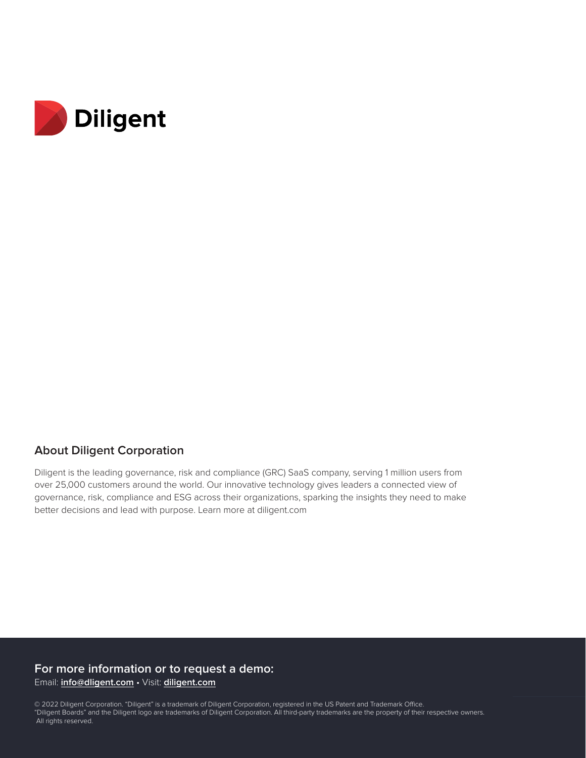Diligent

## About Diligent Corporation

Diligent is the leading governance, risk and compliance (GRC) SaaS company, serving 1 million users from over 25,000 customers around the world. Our innovative technology gives leaders a connected view of governance, risk, compliance and ESG across their organizations, sparking the insights they need to make better decisions and lead with purpose. Learn more at diligent.com

**For more information or to request a demo:**

Email: **info@dligent.com** • Visit: **diligent.com**

© 2022 Diligent Corporation. "Diligent" is a trademark of Diligent Corporation, registered in the US Patent and Trademark Office. "Diligent Boards" and the Diligent logo are trademarks of Diligent Corporation. All third-party trademarks are the property of their respective owners. All rights reserved.